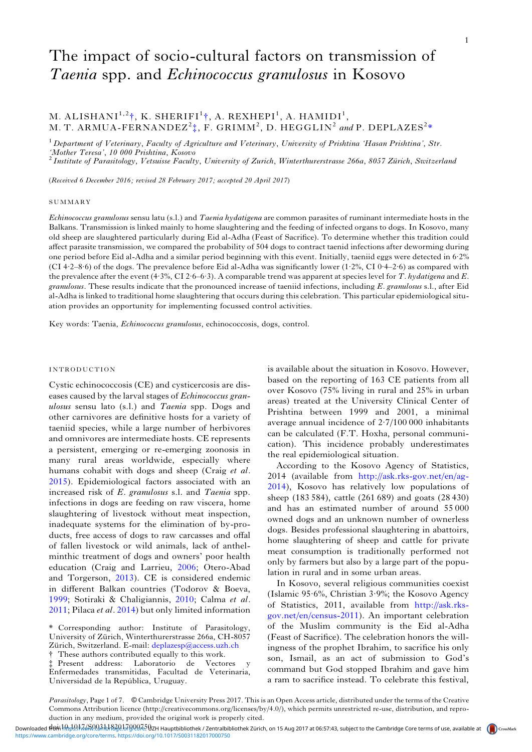# The impact of socio-cultural factors on transmission of *Taenia* spp. and *Echinococcus granulosus* in Kosovo

M. ALISHANI[1,2]†, K. SHERIFI[1]†, A. REXHEPI[1], A. HAMIDI[1], M. T. ARMUA-FERNANDEZ[2]‡, F. GRIMM[2], D. HEGGLIN[2] and P. DEPLAZES[2]*

[1] *Department of Veterinary, Faculty of Agriculture and Veterinary, University of Prishtina 'Hasan Prishtina', Str. 'Mother Teresa', 10 000 Prishtina, Kosovo*

[2] *Institute of Parasitology, Vetsuisse Faculty, University of Zurich, Winterthurerstrasse 266a, 8057 Zürich, Switzerland*

(*Received 6 December 2016; revised 28 February 2017; accepted 20 April 2017*)

## SUMMARY

*Echinococcus granulosus* sensu latu (s.l.) and *Taenia hydatigena* are common parasites of ruminant intermediate hosts in the Balkans. Transmission is linked mainly to home slaughtering and the feeding of infected organs to dogs. In Kosovo, many old sheep are slaughtered particularly during Eid al-Adha (Feast of Sacrifice). To determine whether this tradition could affect parasite transmission, we compared the probability of 504 dogs to contract taenid infections after deworming during one period before Eid al-Adha and a similar period beginning with this event. Initially, taeniid eggs were detected in 6·2% (CI 4·2–8·6) of the dogs. The prevalence before Eid al-Adha was significantly lower (1·2%, CI 0·4–2·6) as compared with the prevalence after the event (4·3%, CI 2·6–6·3). A comparable trend was apparent at species level for *T. hydatigena* and *E. granulosus*. These results indicate that the pronounced increase of taeniid infections, including *E. granulosus* s.l., after Eid al-Adha is linked to traditional home slaughtering that occurs during this celebration. This particular epidemiological situation provides an opportunity for implementing focussed control activities.

Key words: Taenia, *Echinococcus granulosus*, echinococcosis, dogs, control.

## INTRODUCTION

Cystic echinococcosis (CE) and cysticercosis are diseases caused by the larval stages of *Echinococcus granulosus* sensu lato (s.l.) and *Taenia* spp. Dogs and other carnivores are definitive hosts for a variety of taeniid species, while a large number of herbivores and omnivores are intermediate hosts. CE represents a persistent, emerging or re-emerging zoonosis in many rural areas worldwide, especially where humans cohabit with dogs and sheep (Craig *et al.* 2015). Epidemiological factors associated with an increased risk of *E. granulosus* s.l. and *Taenia* spp. infections in dogs are feeding on raw viscera, home slaughtering of livestock without meat inspection, inadequate systems for the elimination of by-products, free access of dogs to raw carcasses and offal of fallen livestock or wild animals, lack of anthelminthic treatment of dogs and owners' poor health education (Craig and Larrieu, 2006; Otero-Abad and Torgerson, 2013). CE is considered endemic in different Balkan countries (Todorov & Boeva, 1999; Sotiraki & Chaligiannis, 2010; Calma *et al.* 2011; Pilaca *et al.* 2014) but only limited information is available about the situation in Kosovo. However, based on the reporting of 163 CE patients from all over Kosovo (75% living in rural and 25% in urban areas) treated at the University Clinical Center of Prishtina between 1999 and 2001, a minimal average annual incidence of 2·7/100 000 inhabitants can be calculated (F.T. Hoxha, personal communication). This incidence probably underestimates the real epidemiological situation.

According to the Kosovo Agency of Statistics, 2014 (available from http://ask.rks-gov.net/en/ag-2014), Kosovo has relatively low populations of sheep (183 584), cattle (261 689) and goats (28 430) and has an estimated number of around 55 000 owned dogs and an unknown number of ownerless dogs. Besides professional slaughtering in abattoirs, home slaughtering of sheep and cattle for private meat consumption is traditionally performed not only by farmers but also by a large part of the population in rural and in some urban areas.

In Kosovo, several religious communities coexist (Islamic 95·6%, Christian 3·9%; the Kosovo Agency of Statistics, 2011, available from http://ask.rks-gov.net/en/census-2011). An important celebration of the Muslim community is the Eid al-Adha (Feast of Sacrifice). The celebration honors the willingness of the prophet Ibrahim, to sacrifice his only son, Ismail, as an act of submission to God's command but God stopped Ibrahim and gave him a ram to sacrifice instead. To celebrate this festival,

* Corresponding author: Institute of Parasitology, University of Zürich, Winterthurerstrasse 266a, CH-8057 Zürich, Switzerland. E-mail: deplazesp@access.uzh.ch

† These authors contributed equally to this work.

‡ Present address: Laboratorio de Vectores y Enfermedades transmitidas, Facultad de Veterinaria, Universidad de la República, Uruguay.

*Parasitology*, Page 1 of 7. © Cambridge University Press 2017. This is an Open Access article, distributed under the terms of the Creative Commons Attribution licence (http://creativecommons.org/licenses/by/4.0/), which permits unrestricted re-use, distribution, and reproduction in any medium, provided the original work is properly cited.

doi:10.1017/S0031182017000750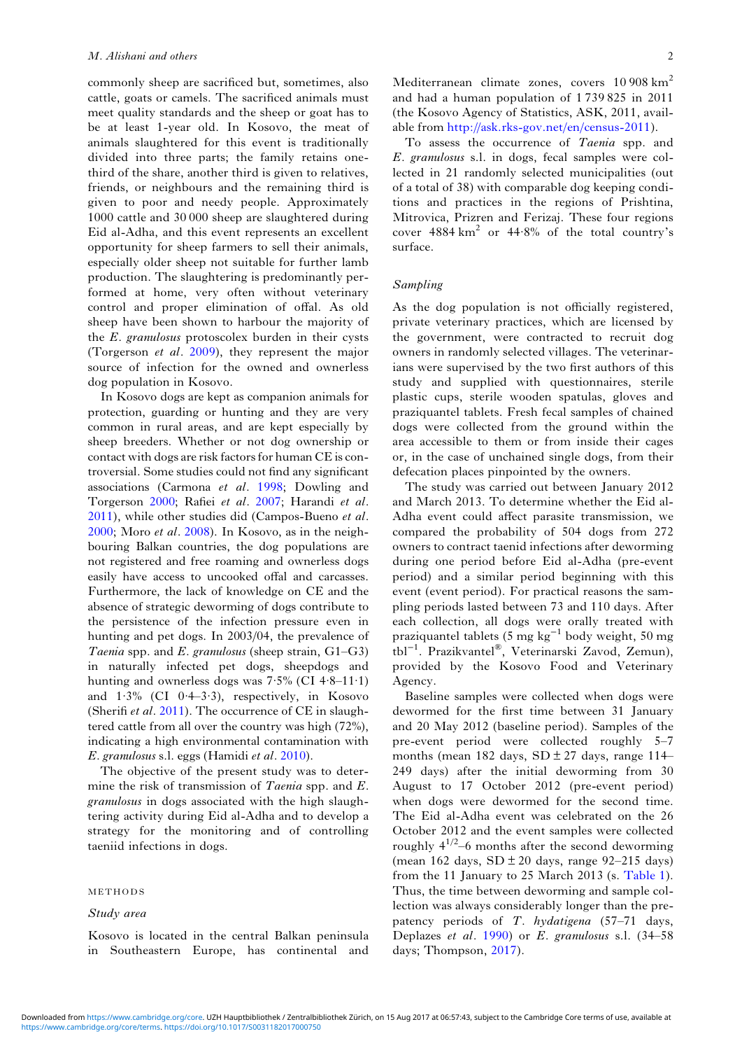commonly sheep are sacrificed but, sometimes, also cattle, goats or camels. The sacrificed animals must meet quality standards and the sheep or goat has to be at least 1-year old. In Kosovo, the meat of animals slaughtered for this event is traditionally divided into three parts; the family retains one-third of the share, another third is given to relatives, friends, or neighbours and the remaining third is given to poor and needy people. Approximately 1000 cattle and 30 000 sheep are slaughtered during Eid al-Adha, and this event represents an excellent opportunity for sheep farmers to sell their animals, especially older sheep not suitable for further lamb production. The slaughtering is predominantly performed at home, very often without veterinary control and proper elimination of offal. As old sheep have been shown to harbour the majority of the *E. granulosus* protoscolex burden in their cysts (Torgerson *et al*. 2009), they represent the major source of infection for the owned and ownerless dog population in Kosovo.

In Kosovo dogs are kept as companion animals for protection, guarding or hunting and they are very common in rural areas, and are kept especially by sheep breeders. Whether or not dog ownership or contact with dogs are risk factors for human CE is controversial. Some studies could not find any significant associations (Carmona *et al*. 1998; Dowling and Torgerson 2000; Rafiei *et al*. 2007; Harandi *et al*. 2011), while other studies did (Campos-Bueno *et al*. 2000; Moro *et al*. 2008). In Kosovo, as in the neighbouring Balkan countries, the dog populations are not registered and free roaming and ownerless dogs easily have access to uncooked offal and carcasses. Furthermore, the lack of knowledge on CE and the absence of strategic deworming of dogs contribute to the persistence of the infection pressure even in hunting and pet dogs. In 2003/04, the prevalence of *Taenia* spp. and *E. granulosus* (sheep strain, G1–G3) in naturally infected pet dogs, sheepdogs and hunting and ownerless dogs was 7·5% (CI 4·8–11·1) and 1·3% (CI 0·4–3·3), respectively, in Kosovo (Sherifi *et al*. 2011). The occurrence of CE in slaughtered cattle from all over the country was high (72%), indicating a high environmental contamination with *E. granulosus* s.l. eggs (Hamidi *et al*. 2010).

The objective of the present study was to determine the risk of transmission of *Taenia* spp. and *E. granulosus* in dogs associated with the high slaughtering activity during Eid al-Adha and to develop a strategy for the monitoring and of controlling taeniid infections in dogs.

## METHODS

### Study area

Kosovo is located in the central Balkan peninsula in Southeastern Europe, has continental and Mediterranean climate zones, covers 10 908 km$^2$ and had a human population of 1 739 825 in 2011 (the Kosovo Agency of Statistics, ASK, 2011, available from http://ask.rks-gov.net/en/census-2011).

To assess the occurrence of *Taenia* spp. and *E. granulosus* s.l. in dogs, fecal samples were collected in 21 randomly selected municipalities (out of a total of 38) with comparable dog keeping conditions and practices in the regions of Prishtina, Mitrovica, Prizren and Ferizaj. These four regions cover 4884 km$^2$ or 44·8% of the total country's surface.

### Sampling

As the dog population is not officially registered, private veterinary practices, which are licensed by the government, were contracted to recruit dog owners in randomly selected villages. The veterinarians were supervised by the two first authors of this study and supplied with questionnaires, sterile plastic cups, sterile wooden spatulas, gloves and praziquantel tablets. Fresh fecal samples of chained dogs were collected from the ground within the area accessible to them or from inside their cages or, in the case of unchained single dogs, from their defecation places pinpointed by the owners.

The study was carried out between January 2012 and March 2013. To determine whether the Eid al-Adha event could affect parasite transmission, we compared the probability of 504 dogs from 272 owners to contract taenid infections after deworming during one period before Eid al-Adha (pre-event period) and a similar period beginning with this event (event period). For practical reasons the sampling periods lasted between 73 and 110 days. After each collection, all dogs were orally treated with praziquantel tablets (5 mg kg$^{-1}$ body weight, 50 mg tbl$^{-1}$. Prazikvantel®, Veterinarski Zavod, Zemun), provided by the Kosovo Food and Veterinary Agency.

Baseline samples were collected when dogs were dewormed for the first time between 31 January and 20 May 2012 (baseline period). Samples of the pre-event period were collected roughly 5–7 months (mean 182 days, SD ± 27 days, range 114–249 days) after the initial deworming from 30 August to 17 October 2012 (pre-event period) when dogs were dewormed for the second time. The Eid al-Adha event was celebrated on the 26 October 2012 and the event samples were collected roughly $4^{1/2}$–6 months after the second deworming (mean 162 days, SD ± 20 days, range 92–215 days) from the 11 January to 25 March 2013 (s. Table 1). Thus, the time between deworming and sample collection was always considerably longer than the prepatency periods of *T. hydatigena* (57–71 days, Deplazes *et al*. 1990) or *E. granulosus* s.l. (34–58 days; Thompson, 2017).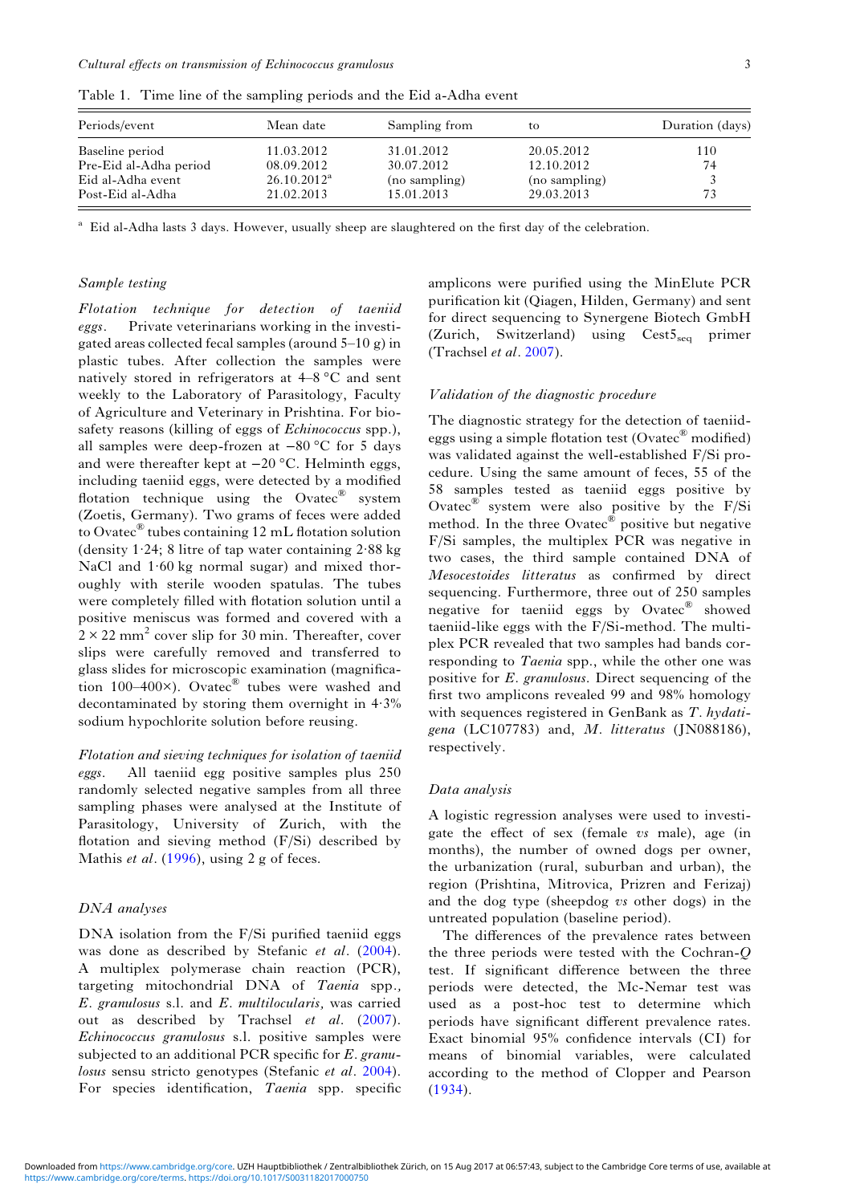Table 1. Time line of the sampling periods and the Eid a-Adha event

| Periods/event | Mean date | Sampling from | to | Duration (days) |
|---|---|---|---|---|
| Baseline period | 11.03.2012 | 31.01.2012 | 20.05.2012 | 110 |
| Pre-Eid al-Adha period | 08.09.2012 | 30.07.2012 | 12.10.2012 | 74 |
| Eid al-Adha event | 26.10.2012[a] | (no sampling) | (no sampling) | 3 |
| Post-Eid al-Adha | 21.02.2013 | 15.01.2013 | 29.03.2013 | 73 |

[a] Eid al-Adha lasts 3 days. However, usually sheep are slaughtered on the first day of the celebration.

### Sample testing

*Flotation technique for detection of taeniid eggs*. Private veterinarians working in the investigated areas collected fecal samples (around 5–10 g) in plastic tubes. After collection the samples were natively stored in refrigerators at 4–8 °C and sent weekly to the Laboratory of Parasitology, Faculty of Agriculture and Veterinary in Prishtina. For biosafety reasons (killing of eggs of *Echinococcus* spp.), all samples were deep-frozen at −80 °C for 5 days and were thereafter kept at −20 °C. Helminth eggs, including taeniid eggs, were detected by a modified flotation technique using the Ovatec® system (Zoetis, Germany). Two grams of feces were added to Ovatec® tubes containing 12 mL flotation solution (density 1·24; 8 litre of tap water containing 2·88 kg NaCl and 1·60 kg normal sugar) and mixed thoroughly with sterile wooden spatulas. The tubes were completely filled with flotation solution until a positive meniscus was formed and covered with a $2 \times 22$ mm$^2$ cover slip for 30 min. Thereafter, cover slips were carefully removed and transferred to glass slides for microscopic examination (magnification 100–400×). Ovatec® tubes were washed and decontaminated by storing them overnight in 4·3% sodium hypochlorite solution before reusing.

*Flotation and sieving techniques for isolation of taeniid eggs*. All taeniid egg positive samples plus 250 randomly selected negative samples from all three sampling phases were analysed at the Institute of Parasitology, University of Zurich, with the flotation and sieving method (F/Si) described by Mathis *et al*. (1996), using 2 g of feces.

### DNA analyses

DNA isolation from the F/Si purified taeniid eggs was done as described by Stefanic *et al*. (2004). A multiplex polymerase chain reaction (PCR), targeting mitochondrial DNA of *Taenia* spp., *E. granulosus* s.l. and *E. multilocularis,* was carried out as described by Trachsel *et al*. (2007). *Echinococcus granulosus* s.l. positive samples were subjected to an additional PCR specific for *E. granulosus* sensu stricto genotypes (Stefanic *et al*. 2004). For species identification, *Taenia* spp. specific amplicons were purified using the MinElute PCR purification kit (Qiagen, Hilden, Germany) and sent for direct sequencing to Synergene Biotech GmbH (Zurich, Switzerland) using $\mathrm{Cest5_{seq}}$ primer (Trachsel *et al*. 2007).

### Validation of the diagnostic procedure

The diagnostic strategy for the detection of taeniid-eggs using a simple flotation test (Ovatec® modified) was validated against the well-established F/Si procedure. Using the same amount of feces, 55 of the 58 samples tested as taeniid eggs positive by Ovatec® system were also positive by the F/Si method. In the three Ovatec® positive but negative F/Si samples, the multiplex PCR was negative in two cases, the third sample contained DNA of *Mesocestoides litteratus* as confirmed by direct sequencing. Furthermore, three out of 250 samples negative for taeniid eggs by Ovatec® showed taeniid-like eggs with the F/Si-method. The multiplex PCR revealed that two samples had bands corresponding to *Taenia* spp., while the other one was positive for *E. granulosus*. Direct sequencing of the first two amplicons revealed 99 and 98% homology with sequences registered in GenBank as *T. hydatigena* (LC107783) and, *M. litteratus* (JN088186), respectively.

### Data analysis

A logistic regression analyses were used to investigate the effect of sex (female *vs* male), age (in months), the number of owned dogs per owner, the urbanization (rural, suburban and urban), the region (Prishtina, Mitrovica, Prizren and Ferizaj) and the dog type (sheepdog *vs* other dogs) in the untreated population (baseline period).

The differences of the prevalence rates between the three periods were tested with the Cochran-*Q* test. If significant difference between the three periods were detected, the Mc-Nemar test was used as a post-hoc test to determine which periods have significant different prevalence rates. Exact binomial 95% confidence intervals (CI) for means of binomial variables, were calculated according to the method of Clopper and Pearson (1934).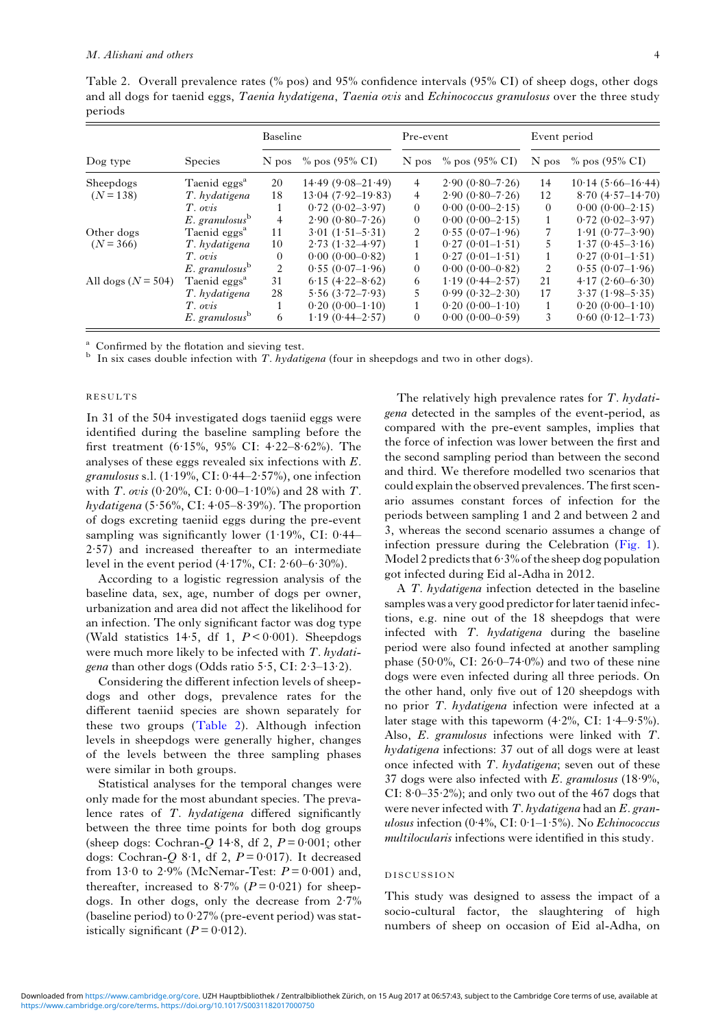Table 2. Overall prevalence rates (% pos) and 95% confidence intervals (95% CI) of sheep dogs, other dogs and all dogs for taenid eggs, *Taenia hydatigena*, *Taenia ovis* and *Echinococcus granulosus* over the three study periods

| Dog type | Species | Baseline | | Pre-event | | Event period | |
|---|---|---|---|---|---|---|---|
| | | N pos | % pos (95% CI) | N pos | % pos (95% CI) | N pos | % pos (95% CI) |
| Sheepdogs | Taenid eggs[a] | 20 | 14·49 (9·08–21·49) | 4 | 2·90 (0·80–7·26) | 14 | 10·14 (5·66–16·44) |
| ($N = 138$) | *T. hydatigena* | 18 | 13·04 (7·92–19·83) | 4 | 2·90 (0·80–7·26) | 12 | 8·70 (4·57–14·70) |
| | *T. ovis* | 1 | 0·72 (0·02–3·97) | 0 | 0·00 (0·00–2·15) | 0 | 0·00 (0·00–2·15) |
| | *E. granulosus*[b] | 4 | 2·90 (0·80–7·26) | 0 | 0·00 (0·00–2·15) | 1 | 0·72 (0·02–3·97) |
| Other dogs | Taenid eggs[a] | 11 | 3·01 (1·51–5·31) | 2 | 0·55 (0·07–1·96) | 7 | 1·91 (0·77–3·90) |
| ($N = 366$) | *T. hydatigena* | 10 | 2·73 (1·32–4·97) | 1 | 0·27 (0·01–1·51) | 5 | 1·37 (0·45–3·16) |
| | *T. ovis* | 0 | 0·00 (0·00–0·82) | 1 | 0·27 (0·01–1·51) | 1 | 0·27 (0·01–1·51) |
| | *E. granulosus*[b] | 2 | 0·55 (0·07–1·96) | 0 | 0·00 (0·00–0·82) | 2 | 0·55 (0·07–1·96) |
| All dogs ($N = 504$) | Taenid eggs[a] | 31 | 6·15 (4·22–8·62) | 6 | 1·19 (0·44–2·57) | 21 | 4·17 (2·60–6·30) |
| | *T. hydatigena* | 28 | 5·56 (3·72–7·93) | 5 | 0·99 (0·32–2·30) | 17 | 3·37 (1·98–5·35) |
| | *T. ovis* | 1 | 0·20 (0·00–1·10) | 1 | 0·20 (0·00–1·10) | 1 | 0·20 (0·00–1·10) |
| | *E. granulosus*[b] | 6 | 1·19 (0·44–2·57) | 0 | 0·00 (0·00–0·59) | 3 | 0·60 (0·12–1·73) |

[a] Confirmed by the flotation and sieving test.
[b] In six cases double infection with *T. hydatigena* (four in sheepdogs and two in other dogs).

## RESULTS

In 31 of the 504 investigated dogs taeniid eggs were identified during the baseline sampling before the first treatment (6·15%, 95% CI: 4·22–8·62%). The analyses of these eggs revealed six infections with *E. granulosus* s.l. (1·19%, CI: 0·44–2·57%), one infection with *T. ovis* (0·20%, CI: 0·00–1·10%) and 28 with *T. hydatigena* (5·56%, CI: 4·05–8·39%). The proportion of dogs excreting taeniid eggs during the pre-event sampling was significantly lower (1·19%, CI: 0·44–2·57) and increased thereafter to an intermediate level in the event period (4·17%, CI: 2·60–6·30%).

According to a logistic regression analysis of the baseline data, sex, age, number of dogs per owner, urbanization and area did not affect the likelihood for an infection. The only significant factor was dog type (Wald statistics 14·5, df 1, $P < 0·001$). Sheepdogs were much more likely to be infected with *T. hydatigena* than other dogs (Odds ratio 5·5, CI: 2·3–13·2).

Considering the different infection levels of sheepdogs and other dogs, prevalence rates for the different taeniid species are shown separately for these two groups (Table 2). Although infection levels in sheepdogs were generally higher, changes of the levels between the three sampling phases were similar in both groups.

Statistical analyses for the temporal changes were only made for the most abundant species. The prevalence rates of *T. hydatigena* differed significantly between the three time points for both dog groups (sheep dogs: Cochran-$Q$ 14·8, df 2, $P = 0·001$; other dogs: Cochran-$Q$ 8·1, df 2, $P = 0·017$). It decreased from 13·0 to 2·9% (McNemar-Test: $P = 0·001$) and, thereafter, increased to 8·7% ($P = 0·021$) for sheepdogs. In other dogs, only the decrease from 2·7% (baseline period) to 0·27% (pre-event period) was statistically significant ($P = 0·012$).

The relatively high prevalence rates for *T. hydatigena* detected in the samples of the event-period, as compared with the pre-event samples, implies that the force of infection was lower between the first and the second sampling period than between the second and third. We therefore modelled two scenarios that could explain the observed prevalences. The first scenario assumes constant forces of infection for the periods between sampling 1 and 2 and between 2 and 3, whereas the second scenario assumes a change of infection pressure during the Celebration (Fig. 1). Model 2 predicts that 6·3% of the sheep dog population got infected during Eid al-Adha in 2012.

A *T. hydatigena* infection detected in the baseline samples was a very good predictor for later taenid infections, e.g. nine out of the 18 sheepdogs that were infected with *T. hydatigena* during the baseline period were also found infected at another sampling phase (50·0%, CI: 26·0–74·0%) and two of these nine dogs were even infected during all three periods. On the other hand, only five out of 120 sheepdogs with no prior *T. hydatigena* infection were infected at a later stage with this tapeworm (4·2%, CI: 1·4–9·5%). Also, *E. granulosus* infections were linked with *T. hydatigena* infections: 37 out of all dogs were at least once infected with *T. hydatigena*; seven out of these 37 dogs were also infected with *E. granulosus* (18·9%, CI: 8·0–35·2%); and only two out of the 467 dogs that were never infected with *T. hydatigena* had an *E. granulosus* infection (0·4%, CI: 0·1–1·5%). No *Echinococcus multilocularis* infections were identified in this study.

## DISCUSSION

This study was designed to assess the impact of a socio-cultural factor, the slaughtering of high numbers of sheep on occasion of Eid al-Adha, on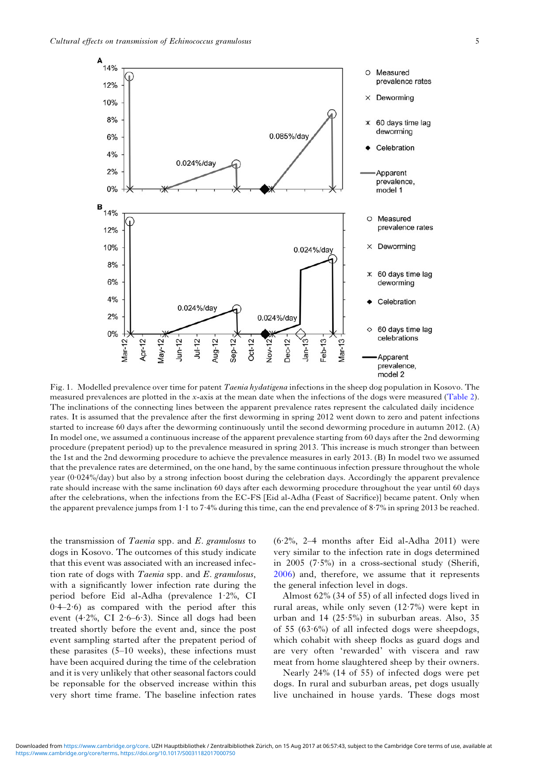Fig. 1. Modelled prevalence over time for patent *Taenia hydatigena* infections in the sheep dog population in Kosovo. The measured prevalences are plotted in the *x*-axis at the mean date when the infections of the dogs were measured (Table 2). The inclinations of the connecting lines between the apparent prevalence rates represent the calculated daily incidence rates. It is assumed that the prevalence after the first deworming in spring 2012 went down to zero and patent infections started to increase 60 days after the deworming continuously until the second deworming procedure in autumn 2012. (A) In model one, we assumed a continuous increase of the apparent prevalence starting from 60 days after the 2nd deworming procedure (prepatent period) up to the prevalence measured in spring 2013. This increase is much stronger than between the 1st and the 2nd deworming procedure to achieve the prevalence measures in early 2013. (B) In model two we assumed that the prevalence rates are determined, on the one hand, by the same continuous infection pressure throughout the whole year (0·024%/day) but also by a strong infection boost during the celebration days. Accordingly the apparent prevalence rate should increase with the same inclination 60 days after each deworming procedure throughout the year until 60 days after the celebrations, when the infections from the EC-FS [Eid al-Adha (Feast of Sacrifice)] became patent. Only when the apparent prevalence jumps from 1·1 to 7·4% during this time, can the end prevalence of 8·7% in spring 2013 be reached.

the transmission of *Taenia* spp. and *E. granulosus* to dogs in Kosovo. The outcomes of this study indicate that this event was associated with an increased infection rate of dogs with *Taenia* spp. and *E. granulosus*, with a significantly lower infection rate during the period before Eid al-Adha (prevalence 1·2%, CI 0·4–2·6) as compared with the period after this event (4·2%, CI 2·6–6·3). Since all dogs had been treated shortly before the event and, since the post event sampling started after the prepatent period of these parasites (5–10 weeks), these infections must have been acquired during the time of the celebration and it is very unlikely that other seasonal factors could be reponsable for the observed increase within this very short time frame. The baseline infection rates (6·2%, 2–4 months after Eid al-Adha 2011) were very similar to the infection rate in dogs determined in 2005 (7·5%) in a cross-sectional study (Sherifi, 2006) and, therefore, we assume that it represents the general infection level in dogs.

Almost 62% (34 of 55) of all infected dogs lived in rural areas, while only seven (12·7%) were kept in urban and 14 (25·5%) in suburban areas. Also, 35 of 55 (63·6%) of all infected dogs were sheepdogs, which cohabit with sheep flocks as guard dogs and are very often 'rewarded' with viscera and raw meat from home slaughtered sheep by their owners.

Nearly 24% (14 of 55) of infected dogs were pet dogs. In rural and suburban areas, pet dogs usually live unchained in house yards. These dogs most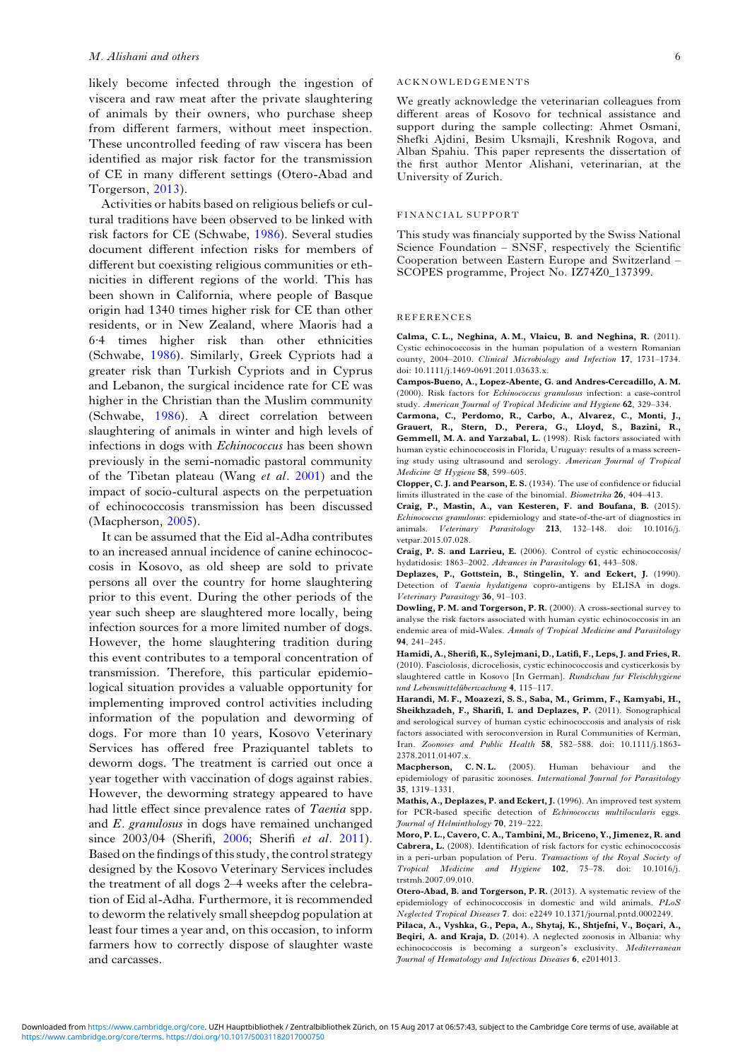likely become infected through the ingestion of viscera and raw meat after the private slaughtering of animals by their owners, who purchase sheep from different farmers, without meet inspection. These uncontrolled feeding of raw viscera has been identified as major risk factor for the transmission of CE in many different settings (Otero-Abad and Torgerson, 2013).

Activities or habits based on religious beliefs or cultural traditions have been observed to be linked with risk factors for CE (Schwabe, 1986). Several studies document different infection risks for members of different but coexisting religious communities or ethnicities in different regions of the world. This has been shown in California, where people of Basque origin had 1340 times higher risk for CE than other residents, or in New Zealand, where Maoris had a 6·4 times higher risk than other ethnicities (Schwabe, 1986). Similarly, Greek Cypriots had a greater risk than Turkish Cypriots and in Cyprus and Lebanon, the surgical incidence rate for CE was higher in the Christian than the Muslim community (Schwabe, 1986). A direct correlation between slaughtering of animals in winter and high levels of infections in dogs with *Echinococcus* has been shown previously in the semi-nomadic pastoral community of the Tibetan plateau (Wang *et al*. 2001) and the impact of socio-cultural aspects on the perpetuation of echinococcosis transmission has been discussed (Macpherson, 2005).

It can be assumed that the Eid al-Adha contributes to an increased annual incidence of canine echinococcosis in Kosovo, as old sheep are sold to private persons all over the country for home slaughtering prior to this event. During the other periods of the year such sheep are slaughtered more locally, being infection sources for a more limited number of dogs. However, the home slaughtering tradition during this event contributes to a temporal concentration of transmission. Therefore, this particular epidemiological situation provides a valuable opportunity for implementing improved control activities including information of the population and deworming of dogs. For more than 10 years, Kosovo Veterinary Services has offered free Praziquantel tablets to deworm dogs. The treatment is carried out once a year together with vaccination of dogs against rabies. However, the deworming strategy appeared to have had little effect since prevalence rates of *Taenia* spp. and *E. granulosus* in dogs have remained unchanged since 2003/04 (Sherifi, 2006; Sherifi *et al*. 2011). Based on the findings of this study, the control strategy designed by the Kosovo Veterinary Services includes the treatment of all dogs 2–4 weeks after the celebration of Eid al-Adha. Furthermore, it is recommended to deworm the relatively small sheepdog population at least four times a year and, on this occasion, to inform farmers how to correctly dispose of slaughter waste and carcasses.

## ACKNOWLEDGEMENTS

We greatly acknowledge the veterinarian colleagues from different areas of Kosovo for technical assistance and support during the sample collecting: Ahmet Osmani, Shefki Ajdini, Besim Uksmajli, Kreshnik Rogova, and Alban Spahiu. This paper represents the dissertation of the first author Mentor Alishani, veterinarian, at the University of Zurich.

## FINANCIAL SUPPORT

This study was financialy supported by the Swiss National Science Foundation – SNSF, respectively the Scientific Cooperation between Eastern Europe and Switzerland – SCOPES programme, Project No. IZ74Z0_137399.

## REFERENCES

**Calma, C. L., Neghina, A. M., Vlaicu, B. and Neghina, R.** (2011). Cystic echinococcosis in the human population of a western Romanian county, 2004–2010. *Clinical Microbiology and Infection* **17**, 1731–1734. doi: 10.1111/j.1469-0691.2011.03633.x.

**Campos-Bueno, A., Lopez-Abente, G. and Andres-Cercadillo, A. M.** (2000). Risk factors for *Echinococcus granulosus* infection: a case-control study. *American Journal of Tropical Medicine and Hygiene* **62**, 329–334.

**Carmona, C., Perdomo, R., Carbo, A., Alvarez, C., Monti, J., Grauert, R., Stern, D., Perera, G., Lloyd, S., Bazini, R., Gemmell, M. A. and Yarzabal, L.** (1998). Risk factors associated with human cystic echinococcosis in Florida, Uruguay: results of a mass screening study using ultrasound and serology. *American Journal of Tropical Medicine & Hygiene* **58**, 599–605.

**Clopper, C. J. and Pearson, E. S.** (1934). The use of confidence or fiducial limits illustrated in the case of the binomial. *Biometrika* **26**, 404–413.

**Craig, P., Mastin, A., van Kesteren, F. and Boufana, B.** (2015). *Echinococcus granulosus*: epidemiology and state-of-the-art of diagnostics in animals. *Veterinary Parasitology* **213**, 132–148. doi: 10.1016/j.vetpar.2015.07.028.

**Craig, P. S. and Larrieu, E.** (2006). Control of cystic echinococcosis/hydatidosis: 1863–2002. *Advances in Parasitology* **61**, 443–508.

**Deplazes, P., Gottstein, B., Stingelin, Y. and Eckert, J.** (1990). Detection of *Taenia hydatigena* copro-antigens by ELISA in dogs. *Veterinary Parasitogy* **36**, 91–103.

**Dowling, P. M. and Torgerson, P. R.** (2000). A cross-sectional survey to analyse the risk factors associated with human cystic echinococcosis in an endemic area of mid-Wales. *Annals of Tropical Medicine and Parasitology* **94**, 241–245.

**Hamidi, A., Sherifi, K., Sylejmani, D., Latifi, F., Leps, J. and Fries, R.** (2010). Fasciolosis, dicroceliosis, cystic echinococcosis and cysticerkosis by slaughtered cattle in Kosovo [In German]. *Rundschau fur Fleischhygiene und Lebensmittelüberwachung* **4**, 115–117.

**Harandi, M. F., Moazezi, S. S., Saba, M., Grimm, F., Kamyabi, H., Sheikhzadeh, F., Sharifi, I. and Deplazes, P.** (2011). Sonographical and serological survey of human cystic echinococcosis and analysis of risk factors associated with seroconversion in Rural Communities of Kerman, Iran. *Zoonoses and Public Health* **58**, 582–588. doi: 10.1111/j.1863-2378.2011.01407.x.

**Macpherson, C. N. L.** (2005). Human behaviour and the epidemiology of parasitic zoonoses. *International Journal for Parasitology* **35**, 1319–1331.

**Mathis, A., Deplazes, P. and Eckert, J.** (1996). An improved test system for PCR-based specific detection of *Echinococcus multilocularis* eggs. *Journal of Helminthology* **70**, 219–222.

**Moro, P. L., Cavero, C. A., Tambini, M., Briceno, Y., Jimenez, R. and Cabrera, L.** (2008). Identification of risk factors for cystic echinococcosis in a peri-urban population of Peru. *Transactions of the Royal Society of Tropical Medicine and Hygiene* **102**, 75–78. doi: 10.1016/j.trstmh.2007.09.010.

**Otero-Abad, B. and Torgerson, P. R.** (2013). A systematic review of the epidemiology of echinococcosis in domestic and wild animals. *PLoS Neglected Tropical Diseases* **7**. doi: e2249 10.1371/journal.pntd.0002249.

**Pilaca, A., Vyshka, G., Pepa, A., Shytaj, K., Shtjefni, V., Boçari, A., Beqiri, A. and Kraja, D.** (2014). A neglected zoonosis in Albania: why echinococcosis is becoming a surgeon's exclusivity. *Mediterranean Journal of Hematology and Infectious Diseases* **6**, e2014013.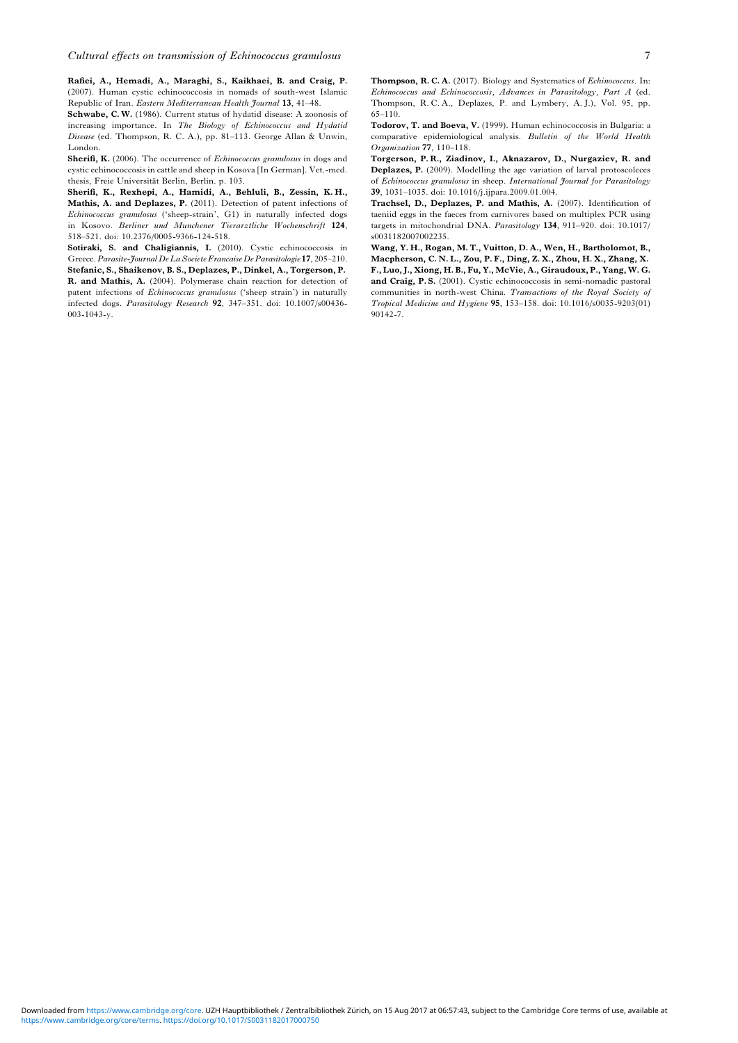**Rafiei, A., Hemadi, A., Maraghi, S., Kaikhaei, B. and Craig, P.** (2007). Human cystic echinococcosis in nomads of south-west Islamic Republic of Iran. *Eastern Mediterranean Health Journal* **13**, 41–48.

**Schwabe, C. W.** (1986). Current status of hydatid disease: A zoonosis of increasing importance. In *The Biology of Echinococcus and Hydatid Disease* (ed. Thompson, R. C. A.), pp. 81–113. George Allan & Unwin, London.

**Sherifi, K.** (2006). The occurrence of *Echinococcus granulosus* in dogs and cystic echinococcosis in cattle and sheep in Kosova [In German]. Vet.-med. thesis, Freie Universität Berlin, Berlin. p. 103.

**Sherifi, K., Rexhepi, A., Hamidi, A., Behluli, B., Zessin, K. H., Mathis, A. and Deplazes, P.** (2011). Detection of patent infections of *Echinococcus granulosus* ('sheep-strain', G1) in naturally infected dogs in Kosovo. *Berliner und Munchener Tierarztliche Wochenschrift* **124**, 518–521. doi: 10.2376/0005-9366-124-518.

**Sotiraki, S. and Chaligiannis, I.** (2010). Cystic echinococcosis in Greece. *Parasite-Journal De La Societe Francaise De Parasitologie* **17**, 205–210.

**Stefanic, S., Shaikenov, B. S., Deplazes, P., Dinkel, A., Torgerson, P. R. and Mathis, A.** (2004). Polymerase chain reaction for detection of patent infections of *Echinococcus granulosus* ('sheep strain') in naturally infected dogs. *Parasitology Research* **92**, 347–351. doi: 10.1007/s00436-003-1043-y.

**Thompson, R. C. A.** (2017). Biology and Systematics of *Echinococcus*. In: *Echinococcus and Echinococcosis, Advances in Parasitology, Part A* (ed. Thompson, R. C. A., Deplazes, P. and Lymbery, A. J.), Vol. 95, pp. 65–110.

**Todorov, T. and Boeva, V.** (1999). Human echinococcosis in Bulgaria: a comparative epidemiological analysis. *Bulletin of the World Health Organization* **77**, 110–118.

**Torgerson, P. R., Ziadinov, I., Aknazarov, D., Nurgaziev, R. and Deplazes, P.** (2009). Modelling the age variation of larval protoscoleces of *Echinococcus granulosus* in sheep. *International Journal for Parasitology* **39**, 1031–1035. doi: 10.1016/j.ijpara.2009.01.004.

**Trachsel, D., Deplazes, P. and Mathis, A.** (2007). Identification of taeniid eggs in the faeces from carnivores based on multiplex PCR using targets in mitochondrial DNA. *Parasitology* **134**, 911–920. doi: 10.1017/s0031182007002235.

**Wang, Y. H., Rogan, M. T., Vuitton, D. A., Wen, H., Bartholomot, B., Macpherson, C. N. L., Zou, P. F., Ding, Z. X., Zhou, H. X., Zhang, X. F., Luo, J., Xiong, H. B., Fu, Y., McVie, A., Giraudoux, P., Yang, W. G. and Craig, P. S.** (2001). Cystic echinococcosis in semi-nomadic pastoral communities in north-west China. *Transactions of the Royal Society of Tropical Medicine and Hygiene* **95**, 153–158. doi: 10.1016/s0035-9203(01)90142-7.